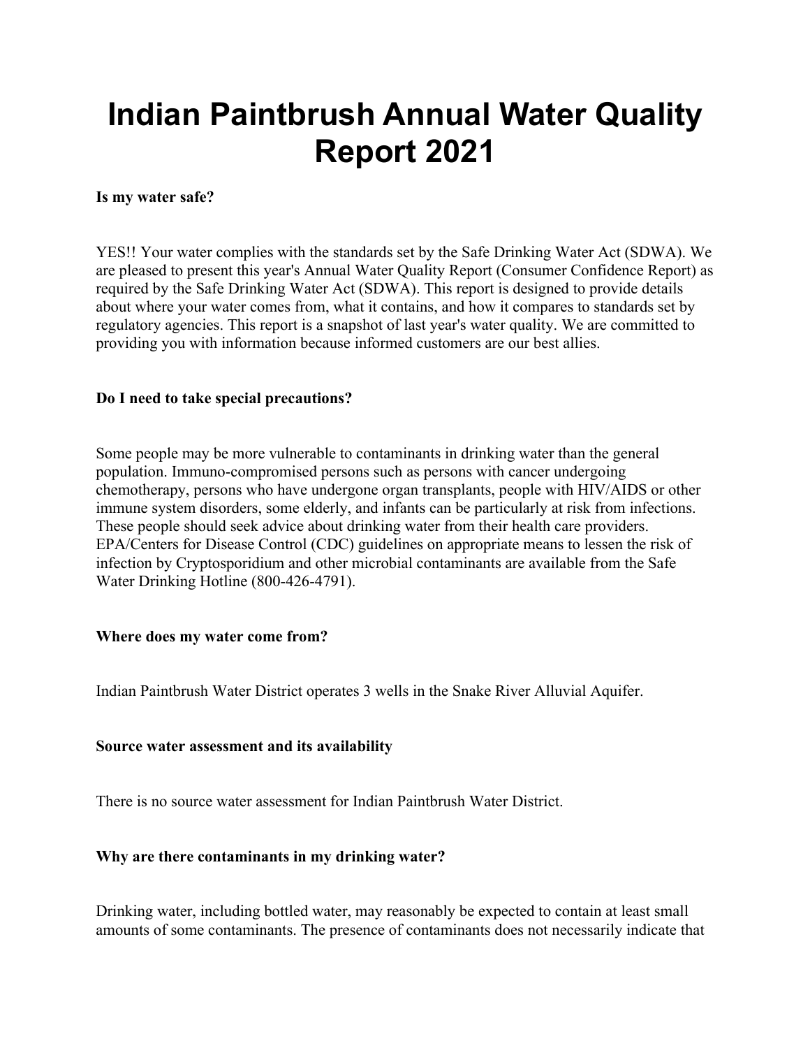# Indian Paintbrush Annual Water Quality Report 2021

**Is my water safe?**

YES!! Your water complies with the standards set by the Safe Drinking Water Act (SDWA). We are pleased to present this year's Annual Water Quality Report (Consumer Confidence Report) as required by the Safe Drinking Water Act (SDWA). This report is designed to provide details about where your water comes from, what it contains, and how it compares to standards set by regulatory agencies. This report is a snapshot of last year's water quality. We are committed to providing you with information because informed customers are our best allies.

**Do I need to take special precautions?**

Some people may be more vulnerable to contaminants in drinking water than the general population. Immuno-compromised persons such as persons with cancer undergoing chemotherapy, persons who have undergone organ transplants, people with HIV/AIDS or other immune system disorders, some elderly, and infants can be particularly at risk from infections. These people should seek advice about drinking water from their health care providers. EPA/Centers for Disease Control (CDC) guidelines on appropriate means to lessen the risk of infection by Cryptosporidium and other microbial contaminants are available from the Safe Water Drinking Hotline (800-426-4791).

**Where does my water come from?**

Indian Paintbrush Water District operates 3 wells in the Snake River Alluvial Aquifer.

**Source water assessment and its availability**

There is no source water assessment for Indian Paintbrush Water District.

**Why are there contaminants in my drinking water?**

Drinking water, including bottled water, may reasonably be expected to contain at least small amounts of some contaminants. The presence of contaminants does not necessarily indicate that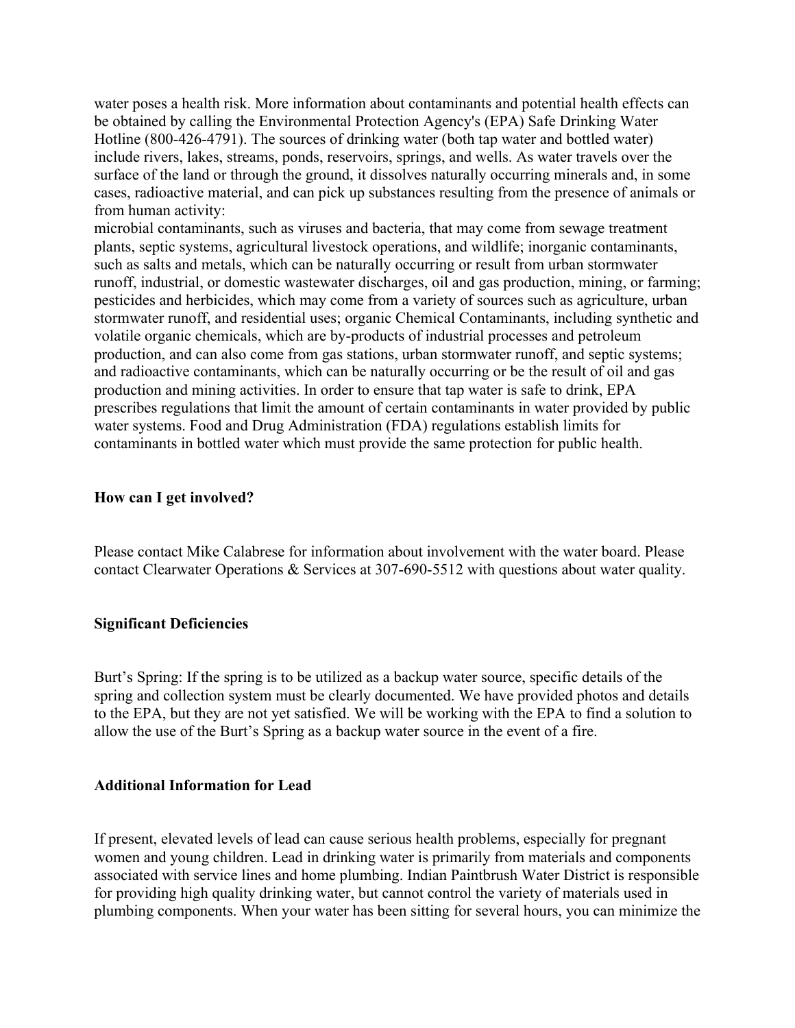water poses a health risk. More information about contaminants and potential health effects can be obtained by calling the Environmental Protection Agency's (EPA) Safe Drinking Water Hotline (800-426-4791). The sources of drinking water (both tap water and bottled water) include rivers, lakes, streams, ponds, reservoirs, springs, and wells. As water travels over the surface of the land or through the ground, it dissolves naturally occurring minerals and, in some cases, radioactive material, and can pick up substances resulting from the presence of animals or from human activity:
microbial contaminants, such as viruses and bacteria, that may come from sewage treatment plants, septic systems, agricultural livestock operations, and wildlife; inorganic contaminants, such as salts and metals, which can be naturally occurring or result from urban stormwater runoff, industrial, or domestic wastewater discharges, oil and gas production, mining, or farming; pesticides and herbicides, which may come from a variety of sources such as agriculture, urban stormwater runoff, and residential uses; organic Chemical Contaminants, including synthetic and volatile organic chemicals, which are by-products of industrial processes and petroleum production, and can also come from gas stations, urban stormwater runoff, and septic systems; and radioactive contaminants, which can be naturally occurring or be the result of oil and gas production and mining activities. In order to ensure that tap water is safe to drink, EPA prescribes regulations that limit the amount of certain contaminants in water provided by public water systems. Food and Drug Administration (FDA) regulations establish limits for contaminants in bottled water which must provide the same protection for public health.

**How can I get involved?**

Please contact Mike Calabrese for information about involvement with the water board. Please contact Clearwater Operations & Services at 307-690-5512 with questions about water quality.

**Significant Deficiencies**

Burt's Spring: If the spring is to be utilized as a backup water source, specific details of the spring and collection system must be clearly documented. We have provided photos and details to the EPA, but they are not yet satisfied. We will be working with the EPA to find a solution to allow the use of the Burt's Spring as a backup water source in the event of a fire.

**Additional Information for Lead**

If present, elevated levels of lead can cause serious health problems, especially for pregnant women and young children. Lead in drinking water is primarily from materials and components associated with service lines and home plumbing. Indian Paintbrush Water District is responsible for providing high quality drinking water, but cannot control the variety of materials used in plumbing components. When your water has been sitting for several hours, you can minimize the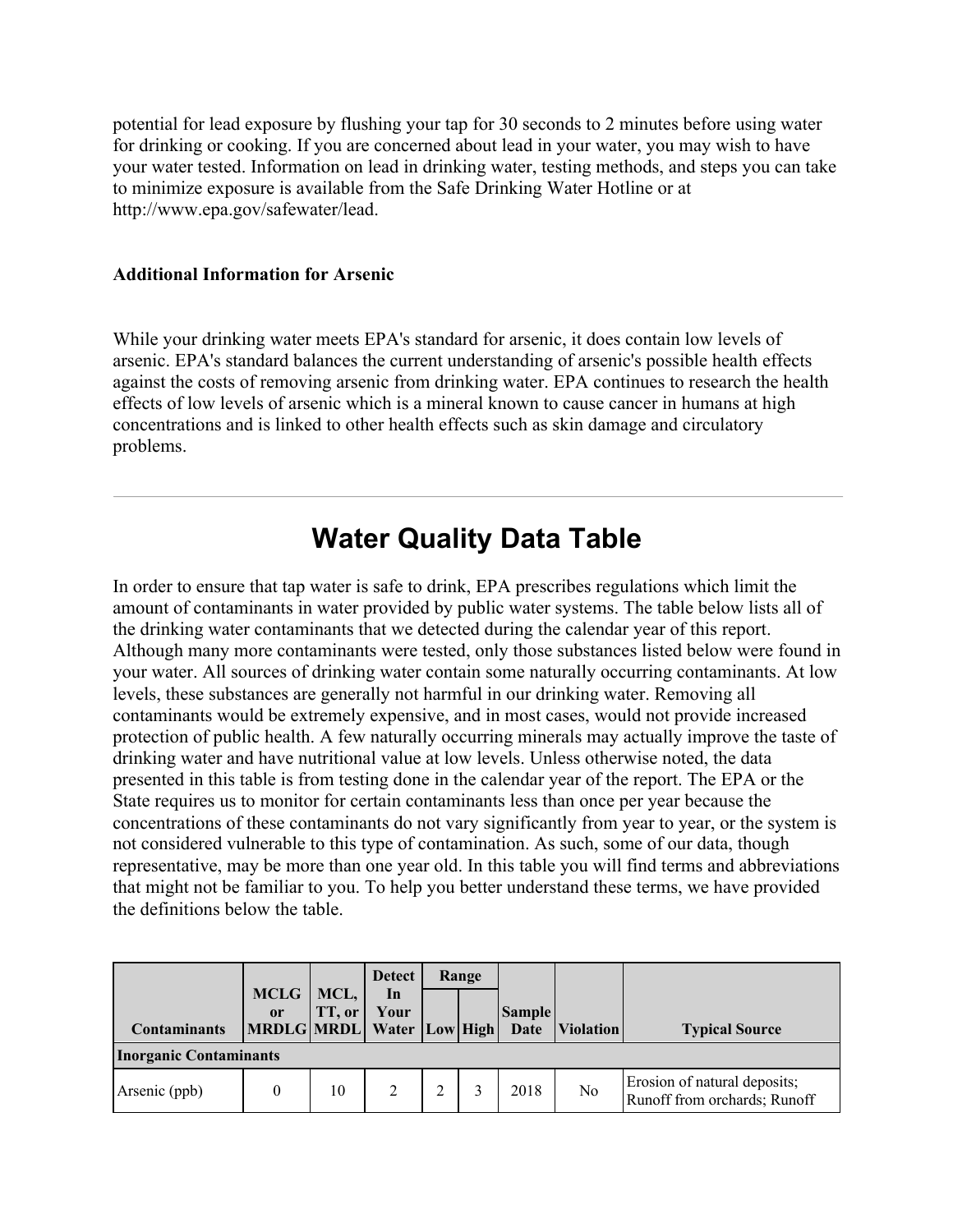potential for lead exposure by flushing your tap for 30 seconds to 2 minutes before using water for drinking or cooking. If you are concerned about lead in your water, you may wish to have your water tested. Information on lead in drinking water, testing methods, and steps you can take to minimize exposure is available from the Safe Drinking Water Hotline or at http://www.epa.gov/safewater/lead.

**Additional Information for Arsenic**

While your drinking water meets EPA's standard for arsenic, it does contain low levels of arsenic. EPA's standard balances the current understanding of arsenic's possible health effects against the costs of removing arsenic from drinking water. EPA continues to research the health effects of low levels of arsenic which is a mineral known to cause cancer in humans at high concentrations and is linked to other health effects such as skin damage and circulatory problems.

---

# Water Quality Data Table

In order to ensure that tap water is safe to drink, EPA prescribes regulations which limit the amount of contaminants in water provided by public water systems. The table below lists all of the drinking water contaminants that we detected during the calendar year of this report. Although many more contaminants were tested, only those substances listed below were found in your water. All sources of drinking water contain some naturally occurring contaminants. At low levels, these substances are generally not harmful in our drinking water. Removing all contaminants would be extremely expensive, and in most cases, would not provide increased protection of public health. A few naturally occurring minerals may actually improve the taste of drinking water and have nutritional value at low levels. Unless otherwise noted, the data presented in this table is from testing done in the calendar year of the report. The EPA or the State requires us to monitor for certain contaminants less than once per year because the concentrations of these contaminants do not vary significantly from year to year, or the system is not considered vulnerable to this type of contamination. As such, some of our data, though representative, may be more than one year old. In this table you will find terms and abbreviations that might not be familiar to you. To help you better understand these terms, we have provided the definitions below the table.

| Contaminants | MCLG or MRDLG | MCL, TT, or MRDL | Detect In Your Water | Range | | Sample Date | Violation | Typical Source |
|---|---|---|---|---|---|---|---|---|
| | | | | Low | High | | | |
| **Inorganic Contaminants** | | | | | | | | |
| Arsenic (ppb) | 0 | 10 | 2 | 2 | 3 | 2018 | No | Erosion of natural deposits; Runoff from orchards; Runoff |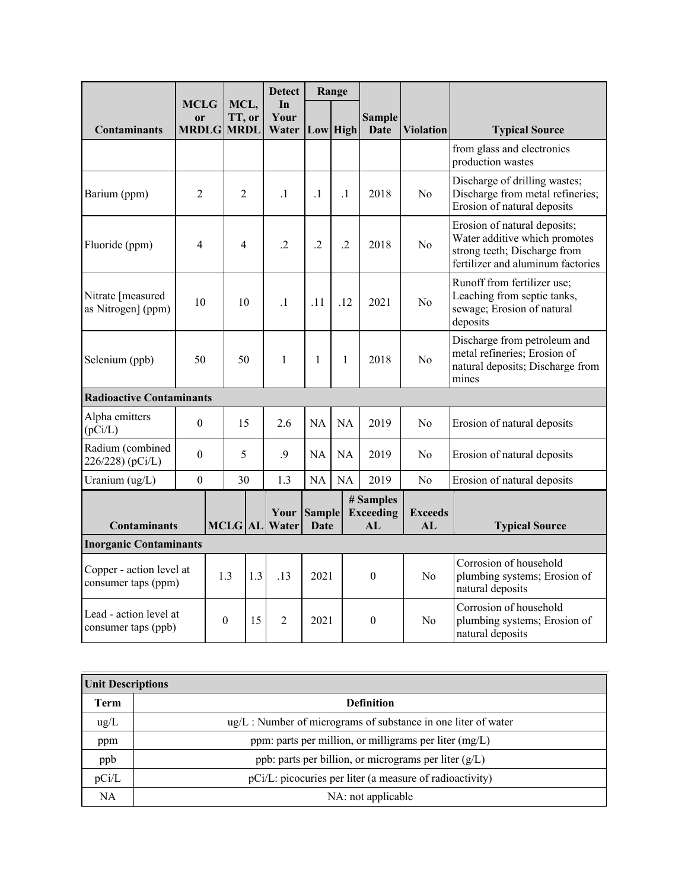| Contaminants | MCLG or MRDLG | MCL, TT, or MRDL | Detect In Your Water | Range | | Sample Date | Violation | Typical Source |
|---|---|---|---|---|---|---|---|---|
| | | | | Low | High | | | |
| | | | | | | | | from glass and electronics production wastes |
| Barium (ppm) | 2 | 2 | .1 | .1 | .1 | 2018 | No | Discharge of drilling wastes; Discharge from metal refineries; Erosion of natural deposits |
| Fluoride (ppm) | 4 | 4 | .2 | .2 | .2 | 2018 | No | Erosion of natural deposits; Water additive which promotes strong teeth; Discharge from fertilizer and aluminum factories |
| Nitrate [measured as Nitrogen] (ppm) | 10 | 10 | .1 | .11 | .12 | 2021 | No | Runoff from fertilizer use; Leaching from septic tanks, sewage; Erosion of natural deposits |
| Selenium (ppb) | 50 | 50 | 1 | 1 | 1 | 2018 | No | Discharge from petroleum and metal refineries; Erosion of natural deposits; Discharge from mines |
| **Radioactive Contaminants** | | | | | | | | |
| Alpha emitters (pCi/L) | 0 | 15 | 2.6 | NA | NA | 2019 | No | Erosion of natural deposits |
| Radium (combined 226/228) (pCi/L) | 0 | 5 | .9 | NA | NA | 2019 | No | Erosion of natural deposits |
| Uranium (ug/L) | 0 | 30 | 1.3 | NA | NA | 2019 | No | Erosion of natural deposits |

| Contaminants | MCLG | AL | Your Water | Sample Date | # Samples Exceeding AL | Exceeds AL | Typical Source |
|---|---|---|---|---|---|---|---|
| **Inorganic Contaminants** | | | | | | | |
| Copper - action level at consumer taps (ppm) | 1.3 | 1.3 | .13 | 2021 | 0 | No | Corrosion of household plumbing systems; Erosion of natural deposits |
| Lead - action level at consumer taps (ppb) | 0 | 15 | 2 | 2021 | 0 | No | Corrosion of household plumbing systems; Erosion of natural deposits |

| Unit Descriptions | |
|---|---|
| **Term** | **Definition** |
| ug/L | ug/L : Number of micrograms of substance in one liter of water |
| ppm | ppm: parts per million, or milligrams per liter (mg/L) |
| ppb | ppb: parts per billion, or micrograms per liter (g/L) |
| pCi/L | pCi/L: picocuries per liter (a measure of radioactivity) |
| NA | NA: not applicable |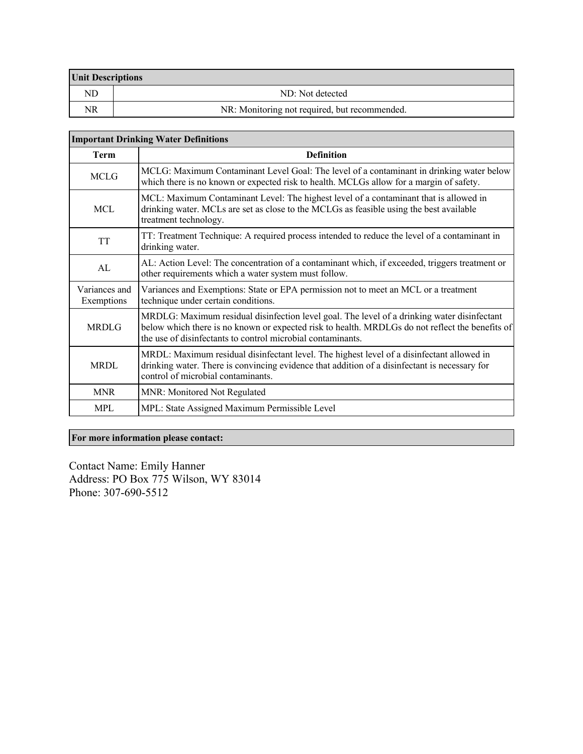| Unit Descriptions | |
|---|---|
| ND | ND: Not detected |
| NR | NR: Monitoring not required, but recommended. |

| Important Drinking Water Definitions | |
|---|---|
| **Term** | **Definition** |
| MCLG | MCLG: Maximum Contaminant Level Goal: The level of a contaminant in drinking water below which there is no known or expected risk to health. MCLGs allow for a margin of safety. |
| MCL | MCL: Maximum Contaminant Level: The highest level of a contaminant that is allowed in drinking water. MCLs are set as close to the MCLGs as feasible using the best available treatment technology. |
| TT | TT: Treatment Technique: A required process intended to reduce the level of a contaminant in drinking water. |
| AL | AL: Action Level: The concentration of a contaminant which, if exceeded, triggers treatment or other requirements which a water system must follow. |
| Variances and Exemptions | Variances and Exemptions: State or EPA permission not to meet an MCL or a treatment technique under certain conditions. |
| MRDLG | MRDLG: Maximum residual disinfection level goal. The level of a drinking water disinfectant below which there is no known or expected risk to health. MRDLGs do not reflect the benefits of the use of disinfectants to control microbial contaminants. |
| MRDL | MRDL: Maximum residual disinfectant level. The highest level of a disinfectant allowed in drinking water. There is convincing evidence that addition of a disinfectant is necessary for control of microbial contaminants. |
| MNR | MNR: Monitored Not Regulated |
| MPL | MPL: State Assigned Maximum Permissible Level |

**For more information please contact:**

Contact Name: Emily Hanner
Address: PO Box 775 Wilson, WY 83014
Phone: 307-690-5512